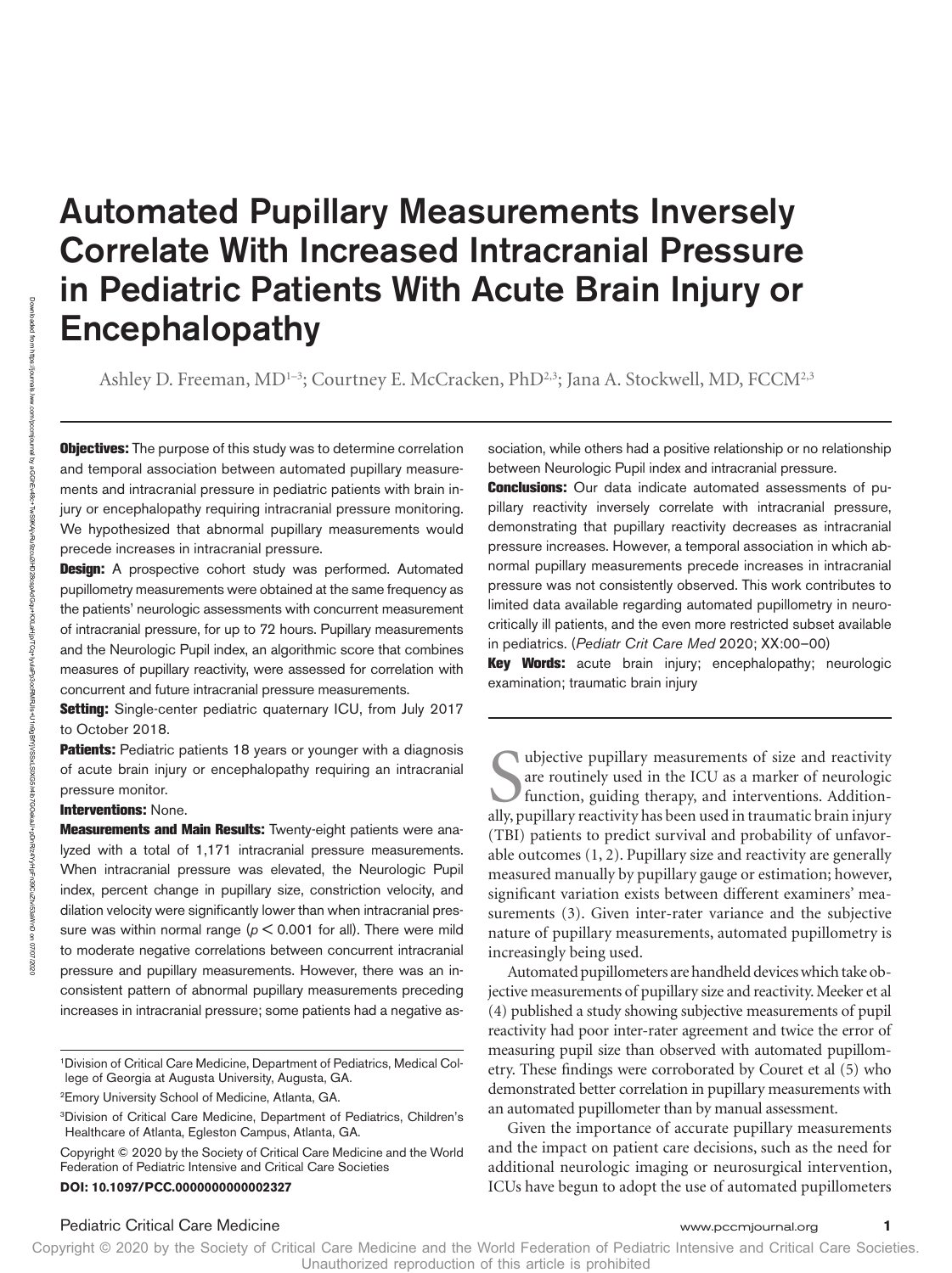# Automated Pupillary Measurements Inversely Correlate With Increased Intracranial Pressure in Pediatric Patients With Acute Brain Injury or Encephalopathy

Ashley D. Freeman, MD[1–3]; Courtney E. McCracken, PhD[2,3]; Jana A. Stockwell, MD, FCCM[2,3]

**Objectives:** The purpose of this study was to determine correlation and temporal association between automated pupillary measurements and intracranial pressure in pediatric patients with brain injury or encephalopathy requiring intracranial pressure monitoring. We hypothesized that abnormal pupillary measurements would precede increases in intracranial pressure.

**Design:** A prospective cohort study was performed. Automated pupillometry measurements were obtained at the same frequency as the patients' neurologic assessments with concurrent measurement of intracranial pressure, for up to 72 hours. Pupillary measurements and the Neurologic Pupil index, an algorithmic score that combines measures of pupillary reactivity, were assessed for correlation with concurrent and future intracranial pressure measurements.

**Setting:** Single-center pediatric quaternary ICU, from July 2017 to October 2018.

**Patients:** Pediatric patients 18 years or younger with a diagnosis of acute brain injury or encephalopathy requiring an intracranial pressure monitor.

**Interventions:** None.

**Measurements and Main Results:** Twenty-eight patients were analyzed with a total of 1,171 intracranial pressure measurements. When intracranial pressure was elevated, the Neurologic Pupil index, percent change in pupillary size, constriction velocity, and dilation velocity were significantly lower than when intracranial pressure was within normal range ($p < 0.001$ for all). There were mild to moderate negative correlations between concurrent intracranial pressure and pupillary measurements. However, there was an inconsistent pattern of abnormal pupillary measurements preceding increases in intracranial pressure; some patients had a negative association, while others had a positive relationship or no relationship between Neurologic Pupil index and intracranial pressure.

**Conclusions:** Our data indicate automated assessments of pupillary reactivity inversely correlate with intracranial pressure, demonstrating that pupillary reactivity decreases as intracranial pressure increases. However, a temporal association in which abnormal pupillary measurements precede increases in intracranial pressure was not consistently observed. This work contributes to limited data available regarding automated pupillometry in neurocritically ill patients, and the even more restricted subset available in pediatrics. (*Pediatr Crit Care Med* 2020; XX:00–00)

**Key Words:** acute brain injury; encephalopathy; neurologic examination; traumatic brain injury

[1]Division of Critical Care Medicine, Department of Pediatrics, Medical College of Georgia at Augusta University, Augusta, GA.

[2]Emory University School of Medicine, Atlanta, GA.

[3]Division of Critical Care Medicine, Department of Pediatrics, Children's Healthcare of Atlanta, Egleston Campus, Atlanta, GA.

Copyright © 2020 by the Society of Critical Care Medicine and the World Federation of Pediatric Intensive and Critical Care Societies

**DOI: 10.1097/PCC.0000000000002327**

Subjective pupillary measurements of size and reactivity are routinely used in the ICU as a marker of neurologic function, guiding therapy, and interventions. Additionally, pupillary reactivity has been used in traumatic brain injury (TBI) patients to predict survival and probability of unfavorable outcomes (1, 2). Pupillary size and reactivity are generally measured manually by pupillary gauge or estimation; however, significant variation exists between different examiners' measurements (3). Given inter-rater variance and the subjective nature of pupillary measurements, automated pupillometry is increasingly being used.

Automated pupillometers are handheld devices which take objective measurements of pupillary size and reactivity. Meeker et al (4) published a study showing subjective measurements of pupil reactivity had poor inter-rater agreement and twice the error of measuring pupil size than observed with automated pupillometry. These findings were corroborated by Couret et al (5) who demonstrated better correlation in pupillary measurements with an automated pupillometer than by manual assessment.

Given the importance of accurate pupillary measurements and the impact on patient care decisions, such as the need for additional neurologic imaging or neurosurgical intervention, ICUs have begun to adopt the use of automated pupillometers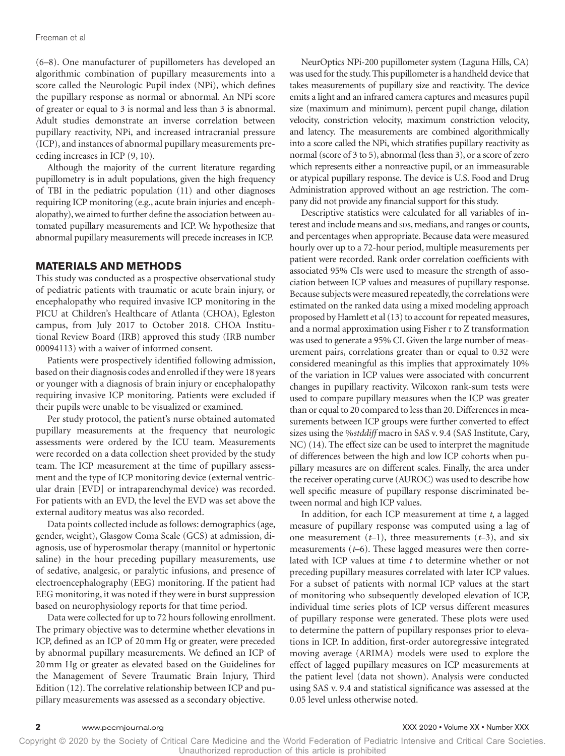(6–8). One manufacturer of pupillometers has developed an algorithmic combination of pupillary measurements into a score called the Neurologic Pupil index (NPi), which defines the pupillary response as normal or abnormal. An NPi score of greater or equal to 3 is normal and less than 3 is abnormal. Adult studies demonstrate an inverse correlation between pupillary reactivity, NPi, and increased intracranial pressure (ICP), and instances of abnormal pupillary measurements preceding increases in ICP (9, 10).

Although the majority of the current literature regarding pupillometry is in adult populations, given the high frequency of TBI in the pediatric population (11) and other diagnoses requiring ICP monitoring (e.g., acute brain injuries and encephalopathy), we aimed to further define the association between automated pupillary measurements and ICP. We hypothesize that abnormal pupillary measurements will precede increases in ICP.

## MATERIALS AND METHODS

This study was conducted as a prospective observational study of pediatric patients with traumatic or acute brain injury, or encephalopathy who required invasive ICP monitoring in the PICU at Children's Healthcare of Atlanta (CHOA), Egleston campus, from July 2017 to October 2018. CHOA Institutional Review Board (IRB) approved this study (IRB number 00094113) with a waiver of informed consent.

Patients were prospectively identified following admission, based on their diagnosis codes and enrolled if they were 18 years or younger with a diagnosis of brain injury or encephalopathy requiring invasive ICP monitoring. Patients were excluded if their pupils were unable to be visualized or examined.

Per study protocol, the patient's nurse obtained automated pupillary measurements at the frequency that neurologic assessments were ordered by the ICU team. Measurements were recorded on a data collection sheet provided by the study team. The ICP measurement at the time of pupillary assessment and the type of ICP monitoring device (external ventricular drain [EVD] or intraparenchymal device) was recorded. For patients with an EVD, the level the EVD was set above the external auditory meatus was also recorded.

Data points collected include as follows: demographics (age, gender, weight), Glasgow Coma Scale (GCS) at admission, diagnosis, use of hyperosmolar therapy (mannitol or hypertonic saline) in the hour preceding pupillary measurements, use of sedative, analgesic, or paralytic infusions, and presence of electroencephalography (EEG) monitoring. If the patient had EEG monitoring, it was noted if they were in burst suppression based on neurophysiology reports for that time period.

Data were collected for up to 72 hours following enrollment. The primary objective was to determine whether elevations in ICP, defined as an ICP of 20 mm Hg or greater, were preceded by abnormal pupillary measurements. We defined an ICP of 20 mm Hg or greater as elevated based on the Guidelines for the Management of Severe Traumatic Brain Injury, Third Edition (12). The correlative relationship between ICP and pupillary measurements was assessed as a secondary objective.

NeurOptics NPi-200 pupillometer system (Laguna Hills, CA) was used for the study. This pupillometer is a handheld device that takes measurements of pupillary size and reactivity. The device emits a light and an infrared camera captures and measures pupil size (maximum and minimum), percent pupil change, dilation velocity, constriction velocity, maximum constriction velocity, and latency. The measurements are combined algorithmically into a score called the NPi, which stratifies pupillary reactivity as normal (score of 3 to 5), abnormal (less than 3), or a score of zero which represents either a nonreactive pupil, or an immeasurable or atypical pupillary response. The device is U.S. Food and Drug Administration approved without an age restriction. The company did not provide any financial support for this study.

Descriptive statistics were calculated for all variables of interest and include means and SDs, medians, and ranges or counts, and percentages when appropriate. Because data were measured hourly over up to a 72-hour period, multiple measurements per patient were recorded. Rank order correlation coefficients with associated 95% CIs were used to measure the strength of association between ICP values and measures of pupillary response. Because subjects were measured repeatedly, the correlations were estimated on the ranked data using a mixed modeling approach proposed by Hamlett et al (13) to account for repeated measures, and a normal approximation using Fisher r to Z transformation was used to generate a 95% CI. Given the large number of measurement pairs, correlations greater than or equal to 0.32 were considered meaningful as this implies that approximately 10% of the variation in ICP values were associated with concurrent changes in pupillary reactivity. Wilcoxon rank-sum tests were used to compare pupillary measures when the ICP was greater than or equal to 20 compared to less than 20. Differences in measurements between ICP groups were further converted to effect sizes using the %*stddiff* macro in SAS v. 9.4 (SAS Institute, Cary, NC) (14). The effect size can be used to interpret the magnitude of differences between the high and low ICP cohorts when pupillary measures are on different scales. Finally, the area under the receiver operating curve (AUROC) was used to describe how well specific measure of pupillary response discriminated between normal and high ICP values.

In addition, for each ICP measurement at time $t$, a lagged measure of pupillary response was computed using a lag of one measurement ($t$–1), three measurements ($t$–3), and six measurements ($t$–6). These lagged measures were then correlated with ICP values at time $t$ to determine whether or not preceding pupillary measures correlated with later ICP values. For a subset of patients with normal ICP values at the start of monitoring who subsequently developed elevation of ICP, individual time series plots of ICP versus different measures of pupillary response were generated. These plots were used to determine the pattern of pupillary responses prior to elevations in ICP. In addition, first-order autoregressive integrated moving average (ARIMA) models were used to explore the effect of lagged pupillary measures on ICP measurements at the patient level (data not shown). Analysis were conducted using SAS v. 9.4 and statistical significance was assessed at the 0.05 level unless otherwise noted.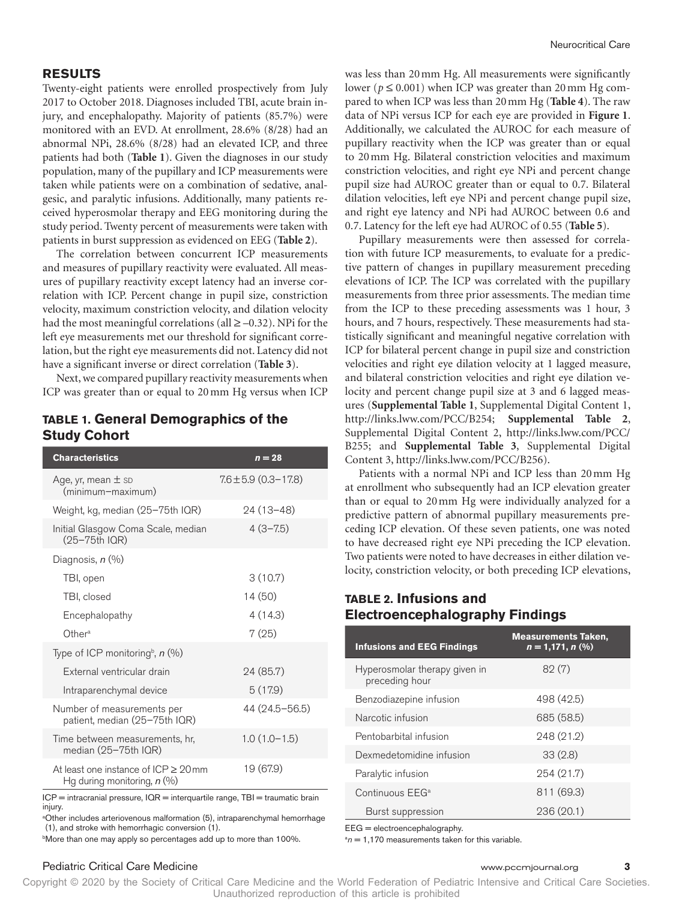## RESULTS

Twenty-eight patients were enrolled prospectively from July 2017 to October 2018. Diagnoses included TBI, acute brain injury, and encephalopathy. Majority of patients (85.7%) were monitored with an EVD. At enrollment, 28.6% (8/28) had an abnormal NPi, 28.6% (8/28) had an elevated ICP, and three patients had both (**Table 1**). Given the diagnoses in our study population, many of the pupillary and ICP measurements were taken while patients were on a combination of sedative, analgesic, and paralytic infusions. Additionally, many patients received hyperosmolar therapy and EEG monitoring during the study period. Twenty percent of measurements were taken with patients in burst suppression as evidenced on EEG (**Table 2**).

The correlation between concurrent ICP measurements and measures of pupillary reactivity were evaluated. All measures of pupillary reactivity except latency had an inverse correlation with ICP. Percent change in pupil size, constriction velocity, maximum constriction velocity, and dilation velocity had the most meaningful correlations (all ≥ –0.32). NPi for the left eye measurements met our threshold for significant correlation, but the right eye measurements did not. Latency did not have a significant inverse or direct correlation (**Table 3**).

Next, we compared pupillary reactivity measurements when ICP was greater than or equal to 20 mm Hg versus when ICP was less than 20 mm Hg. All measurements were significantly lower ($p \leq 0.001$) when ICP was greater than 20 mm Hg compared to when ICP was less than 20 mm Hg (**Table 4**). The raw data of NPi versus ICP for each eye are provided in **Figure 1**. Additionally, we calculated the AUROC for each measure of pupillary reactivity when the ICP was greater than or equal to 20 mm Hg. Bilateral constriction velocities and maximum constriction velocities, and right eye NPi and percent change pupil size had AUROC greater than or equal to 0.7. Bilateral dilation velocities, left eye NPi and percent change pupil size, and right eye latency and NPi had AUROC between 0.6 and 0.7. Latency for the left eye had AUROC of 0.55 (**Table 5**).

Pupillary measurements were then assessed for correlation with future ICP measurements, to evaluate for a predictive pattern of changes in pupillary measurement preceding elevations of ICP. The ICP was correlated with the pupillary measurements from three prior assessments. The median time from the ICP to these preceding assessments was 1 hour, 3 hours, and 7 hours, respectively. These measurements had statistically significant and meaningful negative correlation with ICP for bilateral percent change in pupil size and constriction velocities and right eye dilation velocity at 1 lagged measure, and bilateral constriction velocities and right eye dilation velocity and percent change pupil size at 3 and 6 lagged measures (**Supplemental Table 1**, Supplemental Digital Content 1, http://links.lww.com/PCC/B254; **Supplemental Table 2**, Supplemental Digital Content 2, http://links.lww.com/PCC/B255; and **Supplemental Table 3**, Supplemental Digital Content 3, http://links.lww.com/PCC/B256).

Patients with a normal NPi and ICP less than 20 mm Hg at enrollment who subsequently had an ICP elevation greater than or equal to 20 mm Hg were individually analyzed for a predictive pattern of abnormal pupillary measurements preceding ICP elevation. Of these seven patients, one was noted to have decreased right eye NPi preceding the ICP elevation. Two patients were noted to have decreases in either dilation velocity, constriction velocity, or both preceding ICP elevations,

### TABLE 1. General Demographics of the Study Cohort

| Characteristics | n = 28 |
|---|---|
| Age, yr, mean ± SD (minimum–maximum) | 7.6 ± 5.9 (0.3–17.8) |
| Weight, kg, median (25–75th IQR) | 24 (13–48) |
| Initial Glasgow Coma Scale, median (25–75th IQR) | 4 (3–7.5) |
| Diagnosis, n (%) | |
| TBI, open | 3 (10.7) |
| TBI, closed | 14 (50) |
| Encephalopathy | 4 (14.3) |
| Other[a] | 7 (25) |
| Type of ICP monitoring[b], n (%) | |
| External ventricular drain | 24 (85.7) |
| Intraparenchymal device | 5 (17.9) |
| Number of measurements per patient, median (25–75th IQR) | 44 (24.5–56.5) |
| Time between measurements, hr, median (25–75th IQR) | 1.0 (1.0–1.5) |
| At least one instance of ICP ≥ 20 mm Hg during monitoring, n (%) | 19 (67.9) |

ICP = intracranial pressure, IQR = interquartile range, TBI = traumatic brain injury.

[a]Other includes arteriovenous malformation (5), intraparenchymal hemorrhage (1), and stroke with hemorrhagic conversion (1).

[b]More than one may apply so percentages add up to more than 100%.

### TABLE 2. Infusions and Electroencephalography Findings

| Infusions and EEG Findings | Measurements Taken, n = 1,171, n (%) |
|---|---|
| Hyperosmolar therapy given in preceding hour | 82 (7) |
| Benzodiazepine infusion | 498 (42.5) |
| Narcotic infusion | 685 (58.5) |
| Pentobarbital infusion | 248 (21.2) |
| Dexmedetomidine infusion | 33 (2.8) |
| Paralytic infusion | 254 (21.7) |
| Continuous EEG[a] | 811 (69.3) |
| Burst suppression | 236 (20.1) |

EEG = electroencephalography.

[a]n = 1,170 measurements taken for this variable.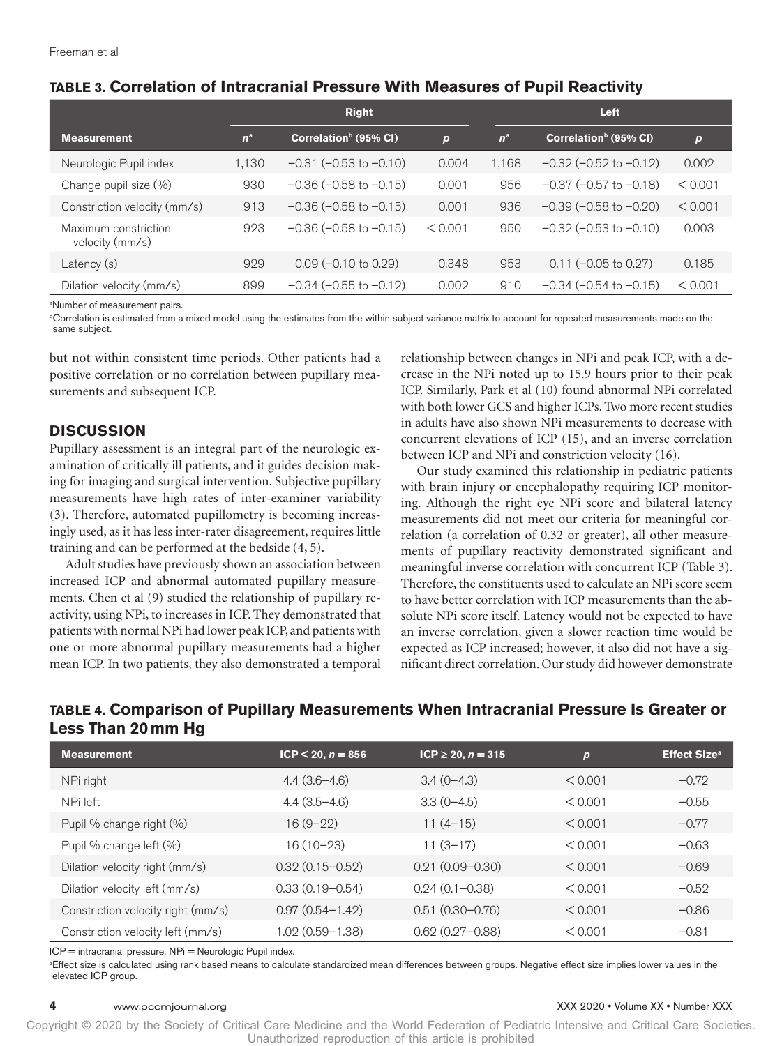**TABLE 3. Correlation of Intracranial Pressure With Measures of Pupil Reactivity**

| Measurement | Right | | | Left | | |
|---|---|---|---|---|---|---|
| | $n$[a] | Correlation[b] (95% CI) | $p$ | $n$[a] | Correlation[b] (95% CI) | $p$ |
| Neurologic Pupil index | 1,130 | −0.31 (−0.53 to −0.10) | 0.004 | 1,168 | −0.32 (−0.52 to −0.12) | 0.002 |
| Change pupil size (%) | 930 | −0.36 (−0.58 to −0.15) | 0.001 | 956 | −0.37 (−0.57 to −0.18) | < 0.001 |
| Constriction velocity (mm/s) | 913 | −0.36 (−0.58 to −0.15) | 0.001 | 936 | −0.39 (−0.58 to −0.20) | < 0.001 |
| Maximum constriction velocity (mm/s) | 923 | −0.36 (−0.58 to −0.15) | < 0.001 | 950 | −0.32 (−0.53 to −0.10) | 0.003 |
| Latency (s) | 929 | 0.09 (−0.10 to 0.29) | 0.348 | 953 | 0.11 (−0.05 to 0.27) | 0.185 |
| Dilation velocity (mm/s) | 899 | −0.34 (−0.55 to −0.12) | 0.002 | 910 | −0.34 (−0.54 to −0.15) | < 0.001 |

[a]Number of measurement pairs.

[b]Correlation is estimated from a mixed model using the estimates from the within subject variance matrix to account for repeated measurements made on the same subject.

but not within consistent time periods. Other patients had a positive correlation or no correlation between pupillary measurements and subsequent ICP.

## DISCUSSION

Pupillary assessment is an integral part of the neurologic examination of critically ill patients, and it guides decision making for imaging and surgical intervention. Subjective pupillary measurements have high rates of inter-examiner variability (3). Therefore, automated pupillometry is becoming increasingly used, as it has less inter-rater disagreement, requires little training and can be performed at the bedside (4, 5).

Adult studies have previously shown an association between increased ICP and abnormal automated pupillary measurements. Chen et al (9) studied the relationship of pupillary reactivity, using NPi, to increases in ICP. They demonstrated that patients with normal NPi had lower peak ICP, and patients with one or more abnormal pupillary measurements had a higher mean ICP. In two patients, they also demonstrated a temporal relationship between changes in NPi and peak ICP, with a decrease in the NPi noted up to 15.9 hours prior to their peak ICP. Similarly, Park et al (10) found abnormal NPi correlated with both lower GCS and higher ICPs. Two more recent studies in adults have also shown NPi measurements to decrease with concurrent elevations of ICP (15), and an inverse correlation between ICP and NPi and constriction velocity (16).

Our study examined this relationship in pediatric patients with brain injury or encephalopathy requiring ICP monitoring. Although the right eye NPi score and bilateral latency measurements did not meet our criteria for meaningful correlation (a correlation of 0.32 or greater), all other measurements of pupillary reactivity demonstrated significant and meaningful inverse correlation with concurrent ICP (Table 3). Therefore, the constituents used to calculate an NPi score seem to have better correlation with ICP measurements than the absolute NPi score itself. Latency would not be expected to have an inverse correlation, given a slower reaction time would be expected as ICP increased; however, it also did not have a significant direct correlation. Our study did however demonstrate

**TABLE 4. Comparison of Pupillary Measurements When Intracranial Pressure Is Greater or Less Than 20 mm Hg**

| Measurement | ICP < 20, $n$ = 856 | ICP ≥ 20, $n$ = 315 | $p$ | Effect Size[a] |
|---|---|---|---|---|
| NPi right | 4.4 (3.6–4.6) | 3.4 (0–4.3) | < 0.001 | −0.72 |
| NPi left | 4.4 (3.5–4.6) | 3.3 (0–4.5) | < 0.001 | −0.55 |
| Pupil % change right (%) | 16 (9–22) | 11 (4–15) | < 0.001 | −0.77 |
| Pupil % change left (%) | 16 (10–23) | 11 (3–17) | < 0.001 | −0.63 |
| Dilation velocity right (mm/s) | 0.32 (0.15–0.52) | 0.21 (0.09–0.30) | < 0.001 | −0.69 |
| Dilation velocity left (mm/s) | 0.33 (0.19–0.54) | 0.24 (0.1–0.38) | < 0.001 | −0.52 |
| Constriction velocity right (mm/s) | 0.97 (0.54–1.42) | 0.51 (0.30–0.76) | < 0.001 | −0.86 |
| Constriction velocity left (mm/s) | 1.02 (0.59–1.38) | 0.62 (0.27–0.88) | < 0.001 | −0.81 |

ICP = intracranial pressure, NPi = Neurologic Pupil index.

[a]Effect size is calculated using rank based means to calculate standardized mean differences between groups. Negative effect size implies lower values in the elevated ICP group.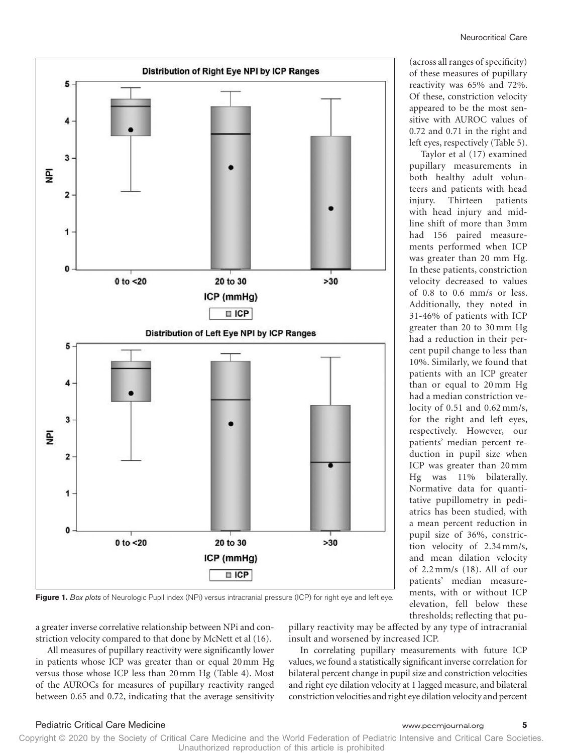**Figure 1.** *Box plots* of Neurologic Pupil index (NPi) versus intracranial pressure (ICP) for right eye and left eye.

a greater inverse correlative relationship between NPi and constriction velocity compared to that done by McNett et al (16).

All measures of pupillary reactivity were significantly lower in patients whose ICP was greater than or equal 20 mm Hg versus those whose ICP less than 20 mm Hg (Table 4). Most of the AUROCs for measures of pupillary reactivity ranged between 0.65 and 0.72, indicating that the average sensitivity (across all ranges of specificity) of these measures of pupillary reactivity was 65% and 72%. Of these, constriction velocity appeared to be the most sensitive with AUROC values of 0.72 and 0.71 in the right and left eyes, respectively (Table 5).

Taylor et al (17) examined pupillary measurements in both healthy adult volunteers and patients with head injury. Thirteen patients with head injury and midline shift of more than 3mm had 156 paired measurements performed when ICP was greater than 20 mm Hg. In these patients, constriction velocity decreased to values of 0.8 to 0.6 mm/s or less. Additionally, they noted in 31-46% of patients with ICP greater than 20 to 30 mm Hg had a reduction in their percent pupil change to less than 10%. Similarly, we found that patients with an ICP greater than or equal to 20 mm Hg had a median constriction velocity of 0.51 and 0.62 mm/s, for the right and left eyes, respectively. However, our patients' median percent reduction in pupil size when ICP was greater than 20 mm Hg was 11% bilaterally. Normative data for quantitative pupillometry in pediatrics has been studied, with a mean percent reduction in pupil size of 36%, constriction velocity of 2.34 mm/s, and mean dilation velocity of 2.2 mm/s (18). All of our patients' median measurements, with or without ICP elevation, fell below these thresholds; reflecting that pupillary reactivity may be affected by any type of intracranial insult and worsened by increased ICP.

In correlating pupillary measurements with future ICP values, we found a statistically significant inverse correlation for bilateral percent change in pupil size and constriction velocities and right eye dilation velocity at 1 lagged measure, and bilateral constriction velocities and right eye dilation velocity and percent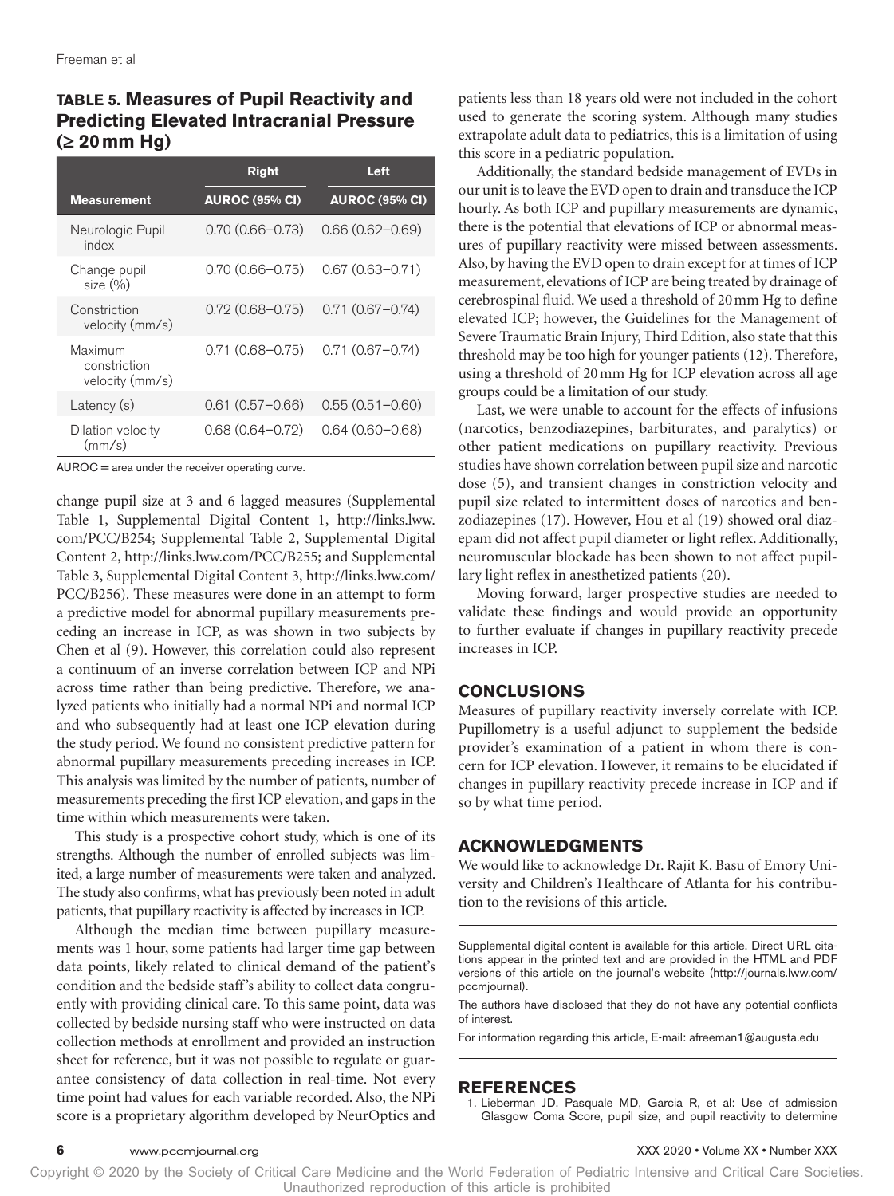**TABLE 5. Measures of Pupil Reactivity and Predicting Elevated Intracranial Pressure (≥ 20 mm Hg)**

| | Right | Left |
|---|---|---|
| **Measurement** | **AUROC (95% CI)** | **AUROC (95% CI)** |
| Neurologic Pupil index | 0.70 (0.66–0.73) | 0.66 (0.62–0.69) |
| Change pupil size (%) | 0.70 (0.66–0.75) | 0.67 (0.63–0.71) |
| Constriction velocity (mm/s) | 0.72 (0.68–0.75) | 0.71 (0.67–0.74) |
| Maximum constriction velocity (mm/s) | 0.71 (0.68–0.75) | 0.71 (0.67–0.74) |
| Latency (s) | 0.61 (0.57–0.66) | 0.55 (0.51–0.60) |
| Dilation velocity (mm/s) | 0.68 (0.64–0.72) | 0.64 (0.60–0.68) |

AUROC = area under the receiver operating curve.

change pupil size at 3 and 6 lagged measures (Supplemental Table 1, Supplemental Digital Content 1, http://links.lww.com/PCC/B254; Supplemental Table 2, Supplemental Digital Content 2, http://links.lww.com/PCC/B255; and Supplemental Table 3, Supplemental Digital Content 3, http://links.lww.com/PCC/B256). These measures were done in an attempt to form a predictive model for abnormal pupillary measurements preceding an increase in ICP, as was shown in two subjects by Chen et al (9). However, this correlation could also represent a continuum of an inverse correlation between ICP and NPi across time rather than being predictive. Therefore, we analyzed patients who initially had a normal NPi and normal ICP and who subsequently had at least one ICP elevation during the study period. We found no consistent predictive pattern for abnormal pupillary measurements preceding increases in ICP. This analysis was limited by the number of patients, number of measurements preceding the first ICP elevation, and gaps in the time within which measurements were taken.

This study is a prospective cohort study, which is one of its strengths. Although the number of enrolled subjects was limited, a large number of measurements were taken and analyzed. The study also confirms, what has previously been noted in adult patients, that pupillary reactivity is affected by increases in ICP.

Although the median time between pupillary measurements was 1 hour, some patients had larger time gap between data points, likely related to clinical demand of the patient's condition and the bedside staff's ability to collect data congruently with providing clinical care. To this same point, data was collected by bedside nursing staff who were instructed on data collection methods at enrollment and provided an instruction sheet for reference, but it was not possible to regulate or guarantee consistency of data collection in real-time. Not every time point had values for each variable recorded. Also, the NPi score is a proprietary algorithm developed by NeurOptics and patients less than 18 years old were not included in the cohort used to generate the scoring system. Although many studies extrapolate adult data to pediatrics, this is a limitation of using this score in a pediatric population.

Additionally, the standard bedside management of EVDs in our unit is to leave the EVD open to drain and transduce the ICP hourly. As both ICP and pupillary measurements are dynamic, there is the potential that elevations of ICP or abnormal measures of pupillary reactivity were missed between assessments. Also, by having the EVD open to drain except for at times of ICP measurement, elevations of ICP are being treated by drainage of cerebrospinal fluid. We used a threshold of 20 mm Hg to define elevated ICP; however, the Guidelines for the Management of Severe Traumatic Brain Injury, Third Edition, also state that this threshold may be too high for younger patients (12). Therefore, using a threshold of 20 mm Hg for ICP elevation across all age groups could be a limitation of our study.

Last, we were unable to account for the effects of infusions (narcotics, benzodiazepines, barbiturates, and paralytics) or other patient medications on pupillary reactivity. Previous studies have shown correlation between pupil size and narcotic dose (5), and transient changes in constriction velocity and pupil size related to intermittent doses of narcotics and benzodiazepines (17). However, Hou et al (19) showed oral diazepam did not affect pupil diameter or light reflex. Additionally, neuromuscular blockade has been shown to not affect pupillary light reflex in anesthetized patients (20).

Moving forward, larger prospective studies are needed to validate these findings and would provide an opportunity to further evaluate if changes in pupillary reactivity precede increases in ICP.

## CONCLUSIONS

Measures of pupillary reactivity inversely correlate with ICP. Pupillometry is a useful adjunct to supplement the bedside provider's examination of a patient in whom there is concern for ICP elevation. However, it remains to be elucidated if changes in pupillary reactivity precede increase in ICP and if so by what time period.

## ACKNOWLEDGMENTS

We would like to acknowledge Dr. Rajit K. Basu of Emory University and Children's Healthcare of Atlanta for his contribution to the revisions of this article.

Supplemental digital content is available for this article. Direct URL citations appear in the printed text and are provided in the HTML and PDF versions of this article on the journal's website (http://journals.lww.com/pccmjournal).

The authors have disclosed that they do not have any potential conflicts of interest.

For information regarding this article, E-mail: afreeman1@augusta.edu

## REFERENCES

1. Lieberman JD, Pasquale MD, Garcia R, et al: Use of admission Glasgow Coma Score, pupil size, and pupil reactivity to determine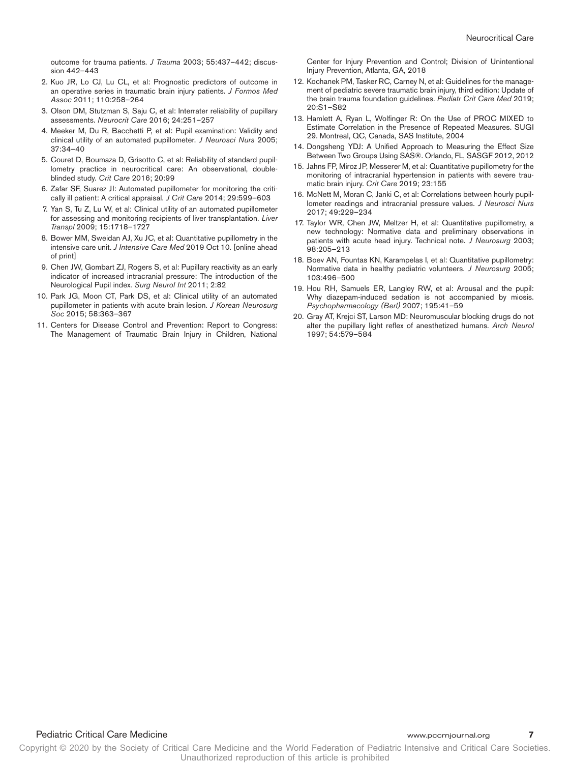outcome for trauma patients. *J Trauma* 2003; 55:437–442; discussion 442–443

2. Kuo JR, Lo CJ, Lu CL, et al: Prognostic predictors of outcome in an operative series in traumatic brain injury patients. *J Formos Med Assoc* 2011; 110:258–264
3. Olson DM, Stutzman S, Saju C, et al: Interrater reliability of pupillary assessments. *Neurocrit Care* 2016; 24:251–257
4. Meeker M, Du R, Bacchetti P, et al: Pupil examination: Validity and clinical utility of an automated pupillometer. *J Neurosci Nurs* 2005; 37:34–40
5. Couret D, Boumaza D, Grisotto C, et al: Reliability of standard pupillometry practice in neurocritical care: An observational, double-blinded study. *Crit Care* 2016; 20:99
6. Zafar SF, Suarez JI: Automated pupillometer for monitoring the critically ill patient: A critical appraisal. *J Crit Care* 2014; 29:599–603
7. Yan S, Tu Z, Lu W, et al: Clinical utility of an automated pupillometer for assessing and monitoring recipients of liver transplantation. *Liver Transpl* 2009; 15:1718–1727
8. Bower MM, Sweidan AJ, Xu JC, et al: Quantitative pupillometry in the intensive care unit. *J Intensive Care Med* 2019 Oct 10. [online ahead of print]
9. Chen JW, Gombart ZJ, Rogers S, et al: Pupillary reactivity as an early indicator of increased intracranial pressure: The introduction of the Neurological Pupil index. *Surg Neurol Int* 2011; 2:82
10. Park JG, Moon CT, Park DS, et al: Clinical utility of an automated pupillometer in patients with acute brain lesion. *J Korean Neurosurg Soc* 2015; 58:363–367
11. Centers for Disease Control and Prevention: Report to Congress: The Management of Traumatic Brain Injury in Children, National Center for Injury Prevention and Control; Division of Unintentional Injury Prevention, Atlanta, GA, 2018
12. Kochanek PM, Tasker RC, Carney N, et al: Guidelines for the management of pediatric severe traumatic brain injury, third edition: Update of the brain trauma foundation guidelines. *Pediatr Crit Care Med* 2019; 20:S1–S82
13. Hamlett A, Ryan L, Wolfinger R: On the Use of PROC MIXED to Estimate Correlation in the Presence of Repeated Measures. SUGI 29. Montreal, QC, Canada, SAS Institute, 2004
14. Dongsheng YDJ: A Unified Approach to Measuring the Effect Size Between Two Groups Using SAS®. Orlando, FL, SASGF 2012, 2012
15. Jahns FP, Miroz JP, Messerer M, et al: Quantitative pupillometry for the monitoring of intracranial hypertension in patients with severe traumatic brain injury. *Crit Care* 2019; 23:155
16. McNett M, Moran C, Janki C, et al: Correlations between hourly pupillometer readings and intracranial pressure values. *J Neurosci Nurs* 2017; 49:229–234
17. Taylor WR, Chen JW, Meltzer H, et al: Quantitative pupillometry, a new technology: Normative data and preliminary observations in patients with acute head injury. Technical note. *J Neurosurg* 2003; 98:205–213
18. Boev AN, Fountas KN, Karampelas I, et al: Quantitative pupillometry: Normative data in healthy pediatric volunteers. *J Neurosurg* 2005; 103:496–500
19. Hou RH, Samuels ER, Langley RW, et al: Arousal and the pupil: Why diazepam-induced sedation is not accompanied by miosis. *Psychopharmacology (Berl)* 2007; 195:41–59
20. Gray AT, Krejci ST, Larson MD: Neuromuscular blocking drugs do not alter the pupillary light reflex of anesthetized humans. *Arch Neurol* 1997; 54:579–584